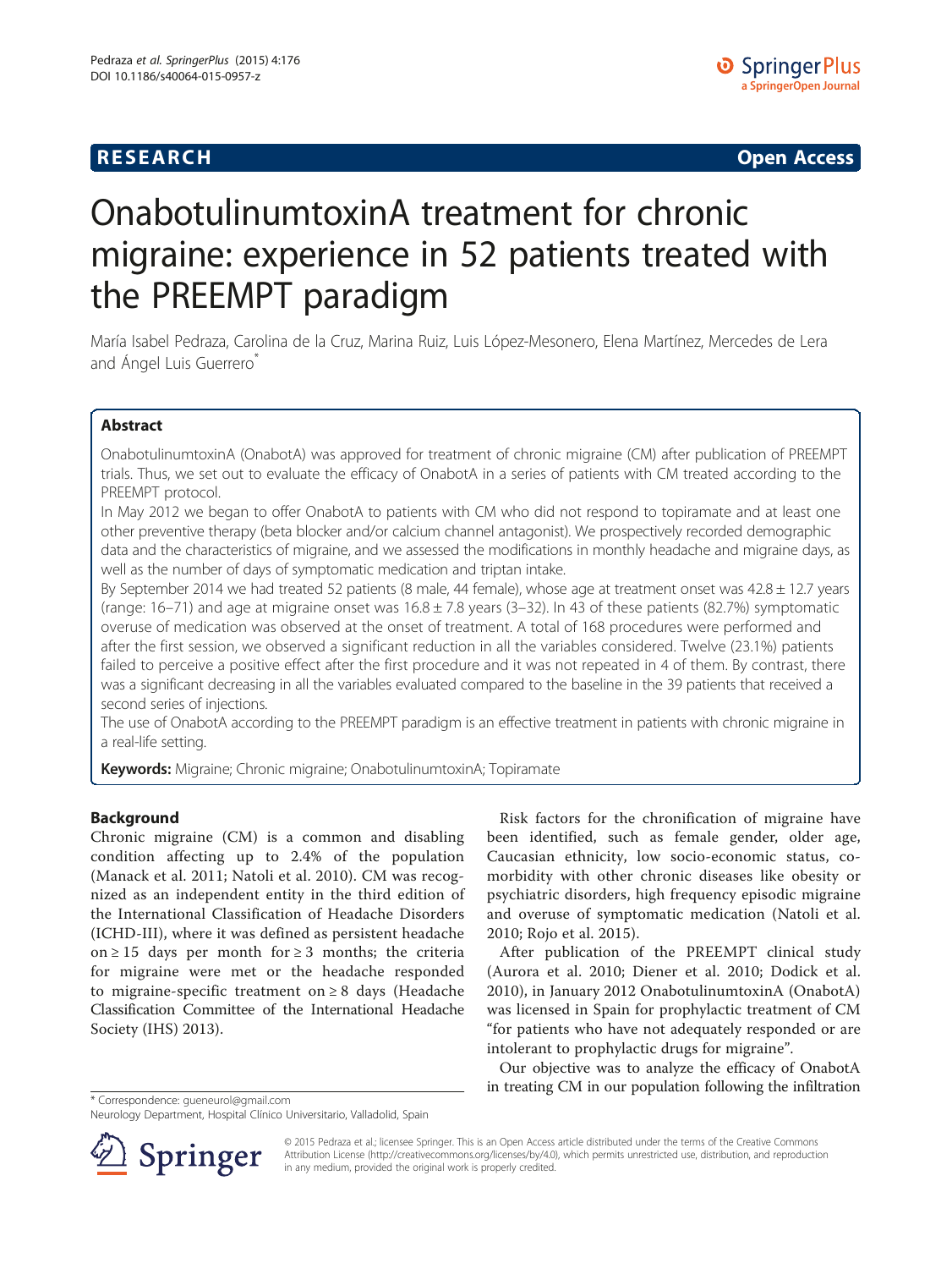**RESEARCH** **Open Access**

# OnabotulinumtoxinA treatment for chronic migraine: experience in 52 patients treated with the PREEMPT paradigm

María Isabel Pedraza, Carolina de la Cruz, Marina Ruiz, Luis López-Mesonero, Elena Martínez, Mercedes de Lera and Ángel Luis Guerrero*

## Abstract

OnabotulinumtoxinA (OnabotA) was approved for treatment of chronic migraine (CM) after publication of PREEMPT trials. Thus, we set out to evaluate the efficacy of OnabotA in a series of patients with CM treated according to the PREEMPT protocol.

In May 2012 we began to offer OnabotA to patients with CM who did not respond to topiramate and at least one other preventive therapy (beta blocker and/or calcium channel antagonist). We prospectively recorded demographic data and the characteristics of migraine, and we assessed the modifications in monthly headache and migraine days, as well as the number of days of symptomatic medication and triptan intake.

By September 2014 we had treated 52 patients (8 male, 44 female), whose age at treatment onset was 42.8 ± 12.7 years (range: 16–71) and age at migraine onset was 16.8 ± 7.8 years (3–32). In 43 of these patients (82.7%) symptomatic overuse of medication was observed at the onset of treatment. A total of 168 procedures were performed and after the first session, we observed a significant reduction in all the variables considered. Twelve (23.1%) patients failed to perceive a positive effect after the first procedure and it was not repeated in 4 of them. By contrast, there was a significant decreasing in all the variables evaluated compared to the baseline in the 39 patients that received a second series of injections.

The use of OnabotA according to the PREEMPT paradigm is an effective treatment in patients with chronic migraine in a real-life setting.

**Keywords:** Migraine; Chronic migraine; OnabotulinumtoxinA; Topiramate

## Background

Chronic migraine (CM) is a common and disabling condition affecting up to 2.4% of the population (Manack et al. 2011; Natoli et al. 2010). CM was recognized as an independent entity in the third edition of the International Classification of Headache Disorders (ICHD-III), where it was defined as persistent headache on ≥ 15 days per month for ≥ 3 months; the criteria for migraine were met or the headache responded to migraine-specific treatment on ≥ 8 days (Headache Classification Committee of the International Headache Society (IHS) 2013).

Risk factors for the chronification of migraine have been identified, such as female gender, older age, Caucasian ethnicity, low socio-economic status, co-morbidity with other chronic diseases like obesity or psychiatric disorders, high frequency episodic migraine and overuse of symptomatic medication (Natoli et al. 2010; Rojo et al. 2015).

After publication of the PREEMPT clinical study (Aurora et al. 2010; Diener et al. 2010; Dodick et al. 2010), in January 2012 OnabotulinumtoxinA (OnabotA) was licensed in Spain for prophylactic treatment of CM "for patients who have not adequately responded or are intolerant to prophylactic drugs for migraine".

Our objective was to analyze the efficacy of OnabotA in treating CM in our population following the infiltration

* Correspondence: gueneurol@gmail.com
Neurology Department, Hospital Clínico Universitario, Valladolid, Spain

© 2015 Pedraza et al.; licensee Springer. This is an Open Access article distributed under the terms of the Creative Commons Attribution License (http://creativecommons.org/licenses/by/4.0), which permits unrestricted use, distribution, and reproduction in any medium, provided the original work is properly credited.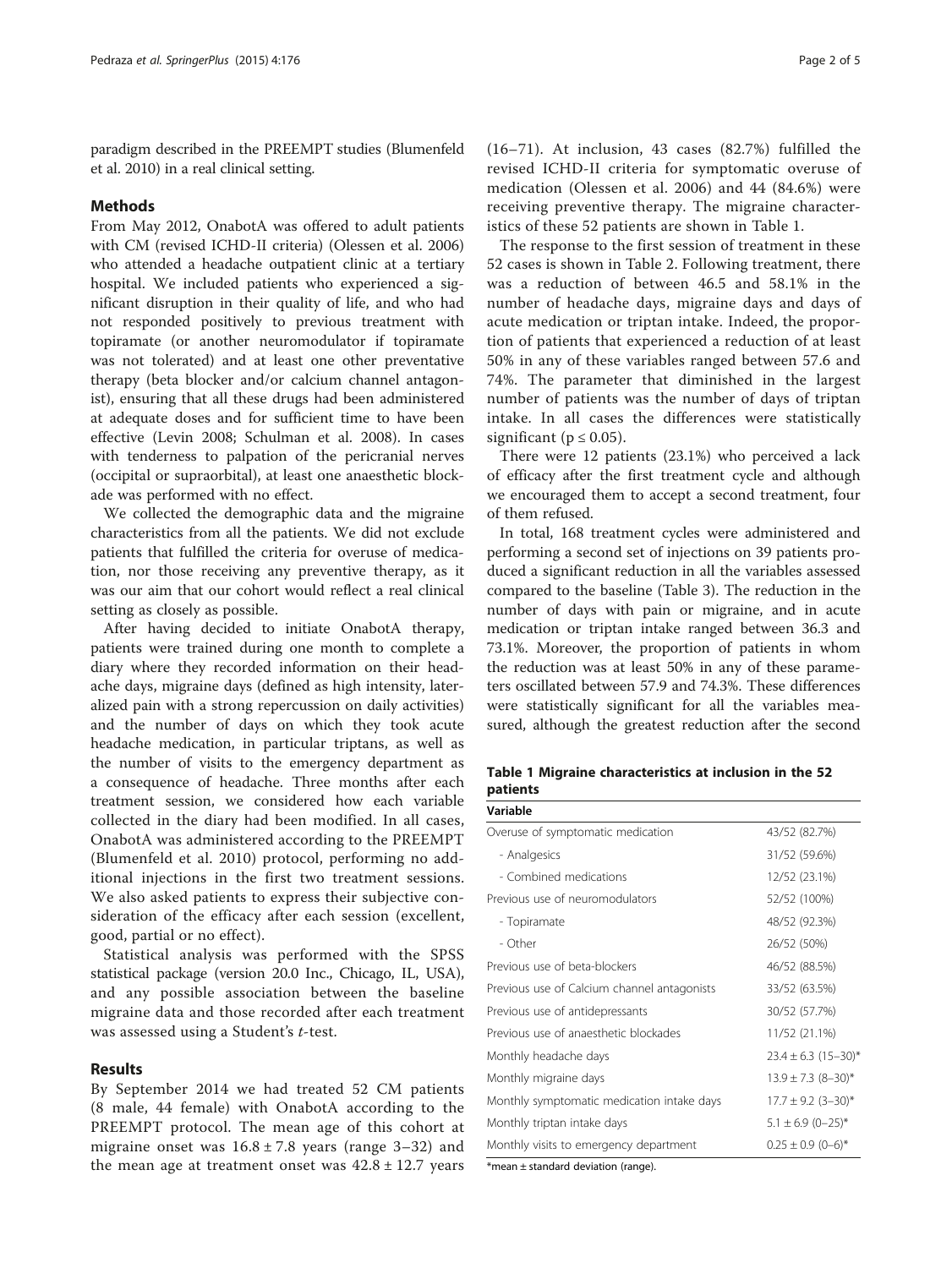paradigm described in the PREEMPT studies (Blumenfeld et al. 2010) in a real clinical setting.

## Methods

From May 2012, OnabotA was offered to adult patients with CM (revised ICHD-II criteria) (Olessen et al. 2006) who attended a headache outpatient clinic at a tertiary hospital. We included patients who experienced a significant disruption in their quality of life, and who had not responded positively to previous treatment with topiramate (or another neuromodulator if topiramate was not tolerated) and at least one other preventative therapy (beta blocker and/or calcium channel antagonist), ensuring that all these drugs had been administered at adequate doses and for sufficient time to have been effective (Levin 2008; Schulman et al. 2008). In cases with tenderness to palpation of the pericranial nerves (occipital or supraorbital), at least one anaesthetic blockade was performed with no effect.

We collected the demographic data and the migraine characteristics from all the patients. We did not exclude patients that fulfilled the criteria for overuse of medication, nor those receiving any preventive therapy, as it was our aim that our cohort would reflect a real clinical setting as closely as possible.

After having decided to initiate OnabotA therapy, patients were trained during one month to complete a diary where they recorded information on their headache days, migraine days (defined as high intensity, lateralized pain with a strong repercussion on daily activities) and the number of days on which they took acute headache medication, in particular triptans, as well as the number of visits to the emergency department as a consequence of headache. Three months after each treatment session, we considered how each variable collected in the diary had been modified. In all cases, OnabotA was administered according to the PREEMPT (Blumenfeld et al. 2010) protocol, performing no additional injections in the first two treatment sessions. We also asked patients to express their subjective consideration of the efficacy after each session (excellent, good, partial or no effect).

Statistical analysis was performed with the SPSS statistical package (version 20.0 Inc., Chicago, IL, USA), and any possible association between the baseline migraine data and those recorded after each treatment was assessed using a Student's *t*-test.

## Results

By September 2014 we had treated 52 CM patients (8 male, 44 female) with OnabotA according to the PREEMPT protocol. The mean age of this cohort at migraine onset was $16.8 \pm 7.8$ years (range 3–32) and the mean age at treatment onset was $42.8 \pm 12.7$ years (16–71). At inclusion, 43 cases (82.7%) fulfilled the revised ICHD-II criteria for symptomatic overuse of medication (Olessen et al. 2006) and 44 (84.6%) were receiving preventive therapy. The migraine characteristics of these 52 patients are shown in Table 1.

The response to the first session of treatment in these 52 cases is shown in Table 2. Following treatment, there was a reduction of between 46.5 and 58.1% in the number of headache days, migraine days and days of acute medication or triptan intake. Indeed, the proportion of patients that experienced a reduction of at least 50% in any of these variables ranged between 57.6 and 74%. The parameter that diminished in the largest number of patients was the number of days of triptan intake. In all cases the differences were statistically significant ($p \leq 0.05$).

There were 12 patients (23.1%) who perceived a lack of efficacy after the first treatment cycle and although we encouraged them to accept a second treatment, four of them refused.

In total, 168 treatment cycles were administered and performing a second set of injections on 39 patients produced a significant reduction in all the variables assessed compared to the baseline (Table 3). The reduction in the number of days with pain or migraine, and in acute medication or triptan intake ranged between 36.3 and 73.1%. Moreover, the proportion of patients in whom the reduction was at least 50% in any of these parameters oscillated between 57.9 and 74.3%. These differences were statistically significant for all the variables measured, although the greatest reduction after the second

**Table 1 Migraine characteristics at inclusion in the 52 patients**

| Variable | |
|---|---|
| Overuse of symptomatic medication | 43/52 (82.7%) |
| - Analgesics | 31/52 (59.6%) |
| - Combined medications | 12/52 (23.1%) |
| Previous use of neuromodulators | 52/52 (100%) |
| - Topiramate | 48/52 (92.3%) |
| - Other | 26/52 (50%) |
| Previous use of beta-blockers | 46/52 (88.5%) |
| Previous use of Calcium channel antagonists | 33/52 (63.5%) |
| Previous use of antidepressants | 30/52 (57.7%) |
| Previous use of anaesthetic blockades | 11/52 (21.1%) |
| Monthly headache days | $23.4 \pm 6.3$ (15–30)* |
| Monthly migraine days | $13.9 \pm 7.3$ (8–30)* |
| Monthly symptomatic medication intake days | $17.7 \pm 9.2$ (3–30)* |
| Monthly triptan intake days | $5.1 \pm 6.9$ (0–25)* |
| Monthly visits to emergency department | $0.25 \pm 0.9$ (0–6)* |

*mean ± standard deviation (range).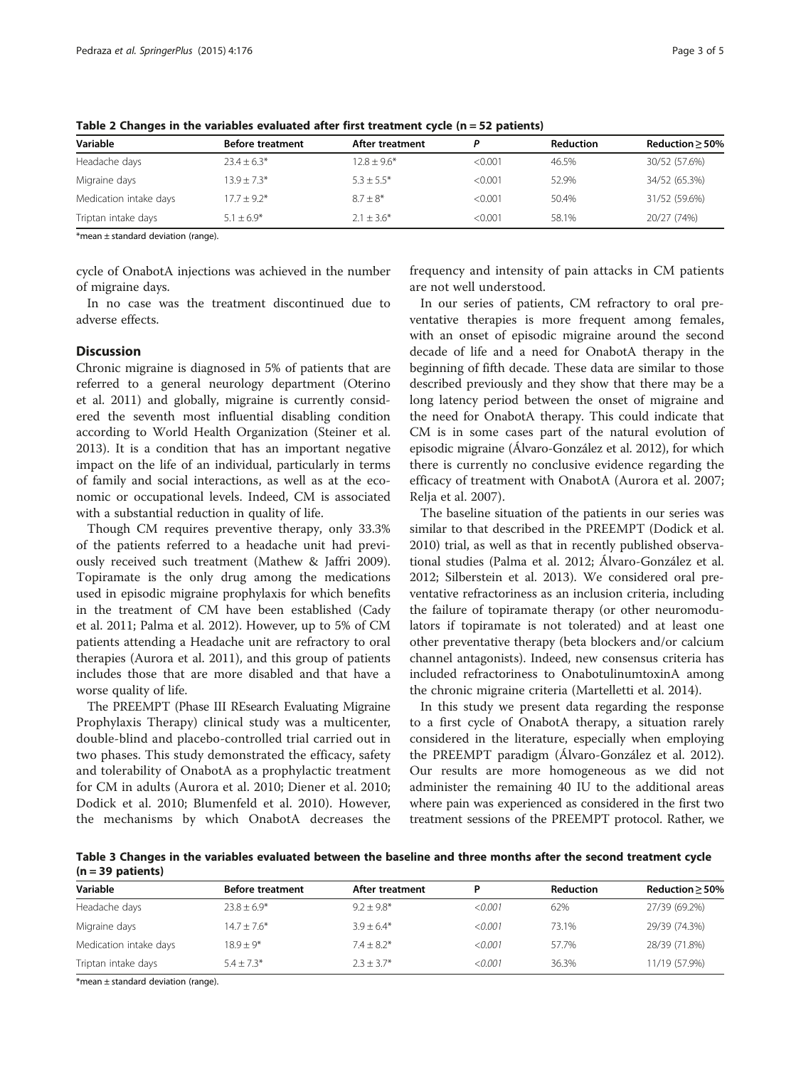**Table 2 Changes in the variables evaluated after first treatment cycle (n = 52 patients)**

| Variable | Before treatment | After treatment | P | Reduction | Reduction ≥ 50% |
|---|---|---|---|---|---|
| Headache days | 23.4 ± 6.3* | 12.8 ± 9.6* | <0.001 | 46.5% | 30/52 (57.6%) |
| Migraine days | 13.9 ± 7.3* | 5.3 ± 5.5* | <0.001 | 52.9% | 34/52 (65.3%) |
| Medication intake days | 17.7 ± 9.2* | 8.7 ± 8* | <0.001 | 50.4% | 31/52 (59.6%) |
| Triptan intake days | 5.1 ± 6.9* | 2.1 ± 3.6* | <0.001 | 58.1% | 20/27 (74%) |

*mean ± standard deviation (range).

cycle of OnabotA injections was achieved in the number of migraine days.

In no case was the treatment discontinued due to adverse effects.

## Discussion

Chronic migraine is diagnosed in 5% of patients that are referred to a general neurology department (Oterino et al. 2011) and globally, migraine is currently considered the seventh most influential disabling condition according to World Health Organization (Steiner et al. 2013). It is a condition that has an important negative impact on the life of an individual, particularly in terms of family and social interactions, as well as at the economic or occupational levels. Indeed, CM is associated with a substantial reduction in quality of life.

Though CM requires preventive therapy, only 33.3% of the patients referred to a headache unit had previously received such treatment (Mathew & Jaffri 2009). Topiramate is the only drug among the medications used in episodic migraine prophylaxis for which benefits in the treatment of CM have been established (Cady et al. 2011; Palma et al. 2012). However, up to 5% of CM patients attending a Headache unit are refractory to oral therapies (Aurora et al. 2011), and this group of patients includes those that are more disabled and that have a worse quality of life.

The PREEMPT (Phase III REsearch Evaluating Migraine Prophylaxis Therapy) clinical study was a multicenter, double-blind and placebo-controlled trial carried out in two phases. This study demonstrated the efficacy, safety and tolerability of OnabotA as a prophylactic treatment for CM in adults (Aurora et al. 2010; Diener et al. 2010; Dodick et al. 2010; Blumenfeld et al. 2010). However, the mechanisms by which OnabotA decreases the frequency and intensity of pain attacks in CM patients are not well understood.

In our series of patients, CM refractory to oral preventative therapies is more frequent among females, with an onset of episodic migraine around the second decade of life and a need for OnabotA therapy in the beginning of fifth decade. These data are similar to those described previously and they show that there may be a long latency period between the onset of migraine and the need for OnabotA therapy. This could indicate that CM is in some cases part of the natural evolution of episodic migraine (Álvaro-González et al. 2012), for which there is currently no conclusive evidence regarding the efficacy of treatment with OnabotA (Aurora et al. 2007; Relja et al. 2007).

The baseline situation of the patients in our series was similar to that described in the PREEMPT (Dodick et al. 2010) trial, as well as that in recently published observational studies (Palma et al. 2012; Álvaro-González et al. 2012; Silberstein et al. 2013). We considered oral preventative refractoriness as an inclusion criteria, including the failure of topiramate therapy (or other neuromodulators if topiramate is not tolerated) and at least one other preventative therapy (beta blockers and/or calcium channel antagonists). Indeed, new consensus criteria has included refractoriness to OnabotulinumtoxinA among the chronic migraine criteria (Martelletti et al. 2014).

In this study we present data regarding the response to a first cycle of OnabotA therapy, a situation rarely considered in the literature, especially when employing the PREEMPT paradigm (Álvaro-González et al. 2012). Our results are more homogeneous as we did not administer the remaining 40 IU to the additional areas where pain was experienced as considered in the first two treatment sessions of the PREEMPT protocol. Rather, we

**Table 3 Changes in the variables evaluated between the baseline and three months after the second treatment cycle (n = 39 patients)**

| Variable | Before treatment | After treatment | P | Reduction | Reduction ≥ 50% |
|---|---|---|---|---|---|
| Headache days | 23.8 ± 6.9* | 9.2 ± 9.8* | <0.001 | 62% | 27/39 (69.2%) |
| Migraine days | 14.7 ± 7.6* | 3.9 ± 6.4* | <0.001 | 73.1% | 29/39 (74.3%) |
| Medication intake days | 18.9 ± 9* | 7.4 ± 8.2* | <0.001 | 57.7% | 28/39 (71.8%) |
| Triptan intake days | 5.4 ± 7.3* | 2.3 ± 3.7* | <0.001 | 36.3% | 11/19 (57.9%) |

*mean ± standard deviation (range).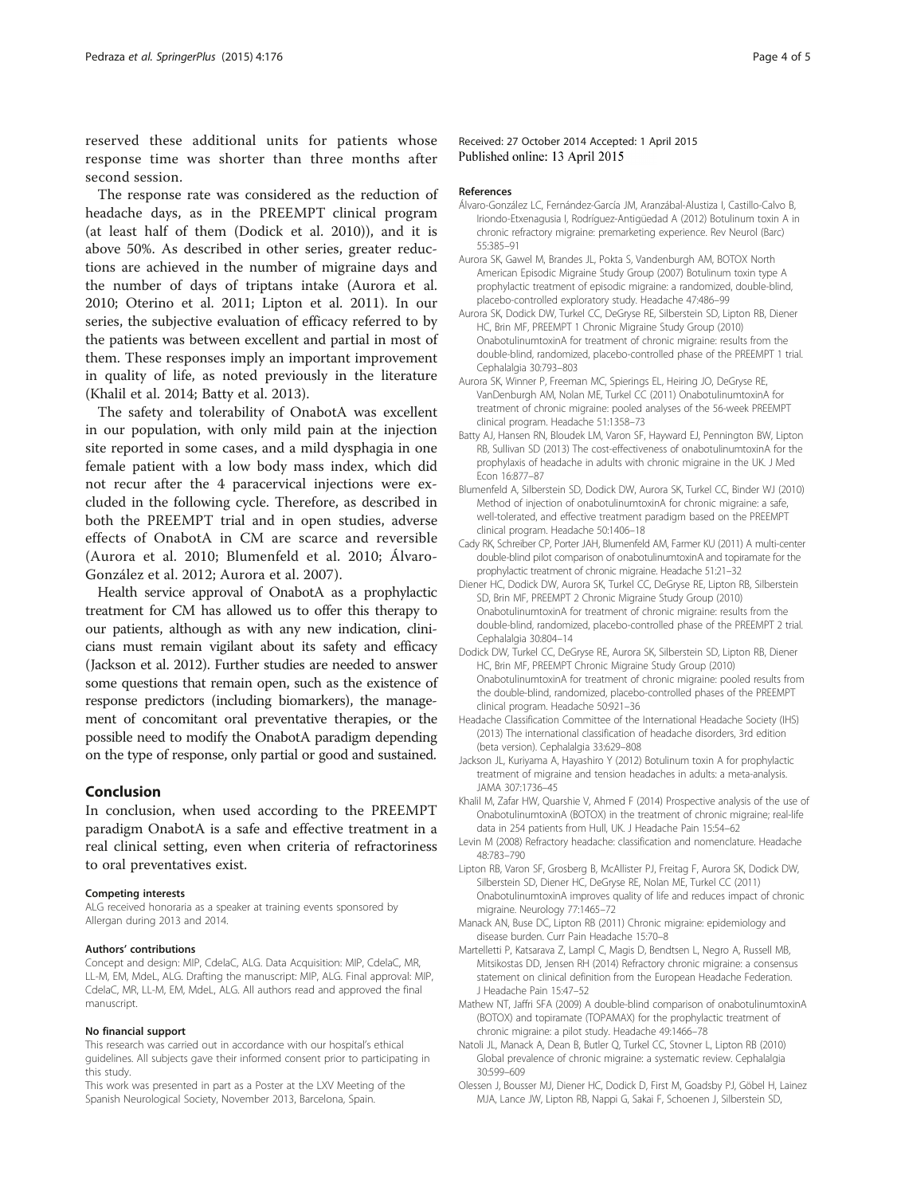reserved these additional units for patients whose response time was shorter than three months after second session.

The response rate was considered as the reduction of headache days, as in the PREEMPT clinical program (at least half of them (Dodick et al. 2010)), and it is above 50%. As described in other series, greater reductions are achieved in the number of migraine days and the number of days of triptans intake (Aurora et al. 2010; Oterino et al. 2011; Lipton et al. 2011). In our series, the subjective evaluation of efficacy referred to by the patients was between excellent and partial in most of them. These responses imply an important improvement in quality of life, as noted previously in the literature (Khalil et al. 2014; Batty et al. 2013).

The safety and tolerability of OnabotA was excellent in our population, with only mild pain at the injection site reported in some cases, and a mild dysphagia in one female patient with a low body mass index, which did not recur after the 4 paracervical injections were excluded in the following cycle. Therefore, as described in both the PREEMPT trial and in open studies, adverse effects of OnabotA in CM are scarce and reversible (Aurora et al. 2010; Blumenfeld et al. 2010; Álvaro-González et al. 2012; Aurora et al. 2007).

Health service approval of OnabotA as a prophylactic treatment for CM has allowed us to offer this therapy to our patients, although as with any new indication, clinicians must remain vigilant about its safety and efficacy (Jackson et al. 2012). Further studies are needed to answer some questions that remain open, such as the existence of response predictors (including biomarkers), the management of concomitant oral preventative therapies, or the possible need to modify the OnabotA paradigm depending on the type of response, only partial or good and sustained.

## Conclusion

In conclusion, when used according to the PREEMPT paradigm OnabotA is a safe and effective treatment in a real clinical setting, even when criteria of refractoriness to oral preventatives exist.

#### Competing interests

ALG received honoraria as a speaker at training events sponsored by Allergan during 2013 and 2014.

#### Authors' contributions

Concept and design: MIP, CdelaC, ALG. Data Acquisition: MIP, CdelaC, MR, LL-M, EM, MdeL, ALG. Drafting the manuscript: MIP, ALG. Final approval: MIP, CdelaC, MR, LL-M, EM, MdeL, ALG. All authors read and approved the final manuscript.

#### No financial support

This research was carried out in accordance with our hospital's ethical guidelines. All subjects gave their informed consent prior to participating in this study.

This work was presented in part as a Poster at the LXV Meeting of the Spanish Neurological Society, November 2013, Barcelona, Spain.

Received: 27 October 2014 Accepted: 1 April 2015
Published online: 13 April 2015

#### References

Álvaro-González LC, Fernández-García JM, Aranzábal-Alustiza I, Castillo-Calvo B, Iriondo-Etxenagusia I, Rodríguez-Antigüedad A (2012) Botulinum toxin A in chronic refractory migraine: premarketing experience. Rev Neurol (Barc) 55:385–91

Aurora SK, Gawel M, Brandes JL, Pokta S, Vandenburgh AM, BOTOX North American Episodic Migraine Study Group (2007) Botulinum toxin type A prophylactic treatment of episodic migraine: a randomized, double-blind, placebo-controlled exploratory study. Headache 47:486–99

Aurora SK, Dodick DW, Turkel CC, DeGryse RE, Silberstein SD, Lipton RB, Diener HC, Brin MF, PREEMPT 1 Chronic Migraine Study Group (2010) OnabotulinumtoxinA for treatment of chronic migraine: results from the double-blind, randomized, placebo-controlled phase of the PREEMPT 1 trial. Cephalalgia 30:793–803

Aurora SK, Winner P, Freeman MC, Spierings EL, Heiring JO, DeGryse RE, VanDenburgh AM, Nolan ME, Turkel CC (2011) OnabotulinumtoxinA for treatment of chronic migraine: pooled analyses of the 56-week PREEMPT clinical program. Headache 51:1358–73

Batty AJ, Hansen RN, Bloudek LM, Varon SF, Hayward EJ, Pennington BW, Lipton RB, Sullivan SD (2013) The cost-effectiveness of onabotulinumtoxinA for the prophylaxis of headache in adults with chronic migraine in the UK. J Med Econ 16:877–87

Blumenfeld A, Silberstein SD, Dodick DW, Aurora SK, Turkel CC, Binder WJ (2010) Method of injection of onabotulinumtoxinA for chronic migraine: a safe, well-tolerated, and effective treatment paradigm based on the PREEMPT clinical program. Headache 50:1406–18

Cady RK, Schreiber CP, Porter JAH, Blumenfeld AM, Farmer KU (2011) A multi-center double-blind pilot comparison of onabotulinumtoxinA and topiramate for the prophylactic treatment of chronic migraine. Headache 51:21–32

Diener HC, Dodick DW, Aurora SK, Turkel CC, DeGryse RE, Lipton RB, Silberstein SD, Brin MF, PREEMPT 2 Chronic Migraine Study Group (2010) OnabotulinumtoxinA for treatment of chronic migraine: results from the double-blind, randomized, placebo-controlled phase of the PREEMPT 2 trial. Cephalalgia 30:804–14

Dodick DW, Turkel CC, DeGryse RE, Aurora SK, Silberstein SD, Lipton RB, Diener HC, Brin MF, PREEMPT Chronic Migraine Study Group (2010) OnabotulinumtoxinA for treatment of chronic migraine: pooled results from the double-blind, randomized, placebo-controlled phases of the PREEMPT clinical program. Headache 50:921–36

Headache Classification Committee of the International Headache Society (IHS) (2013) The international classification of headache disorders, 3rd edition (beta version). Cephalalgia 33:629–808

Jackson JL, Kuriyama A, Hayashiro Y (2012) Botulinum toxin A for prophylactic treatment of migraine and tension headaches in adults: a meta-analysis. JAMA 307:1736–45

Khalil M, Zafar HW, Quarshie V, Ahmed F (2014) Prospective analysis of the use of OnabotulinumtoxinA (BOTOX) in the treatment of chronic migraine; real-life data in 254 patients from Hull, UK. J Headache Pain 15:54–62

Levin M (2008) Refractory headache: classification and nomenclature. Headache 48:783–790

Lipton RB, Varon SF, Grosberg B, McAllister PJ, Freitag F, Aurora SK, Dodick DW, Silberstein SD, Diener HC, DeGryse RE, Nolan ME, Turkel CC (2011) OnabotulinumtoxinA improves quality of life and reduces impact of chronic migraine. Neurology 77:1465–72

Manack AN, Buse DC, Lipton RB (2011) Chronic migraine: epidemiology and disease burden. Curr Pain Headache 15:70–8

Martelletti P, Katsarava Z, Lampl C, Magis D, Bendtsen L, Negro A, Russell MB, Mitsikostas DD, Jensen RH (2014) Refractory chronic migraine: a consensus statement on clinical definition from the European Headache Federation. J Headache Pain 15:47–52

Mathew NT, Jaffri SFA (2009) A double-blind comparison of onabotulinumtoxinA (BOTOX) and topiramate (TOPAMAX) for the prophylactic treatment of chronic migraine: a pilot study. Headache 49:1466–78

Natoli JL, Manack A, Dean B, Butler Q, Turkel CC, Stovner L, Lipton RB (2010) Global prevalence of chronic migraine: a systematic review. Cephalalgia 30:599–609

Olessen J, Bousser MJ, Diener HC, Dodick D, First M, Goadsby PJ, Göbel H, Lainez MJA, Lance JW, Lipton RB, Nappi G, Sakai F, Schoenen J, Silberstein SD,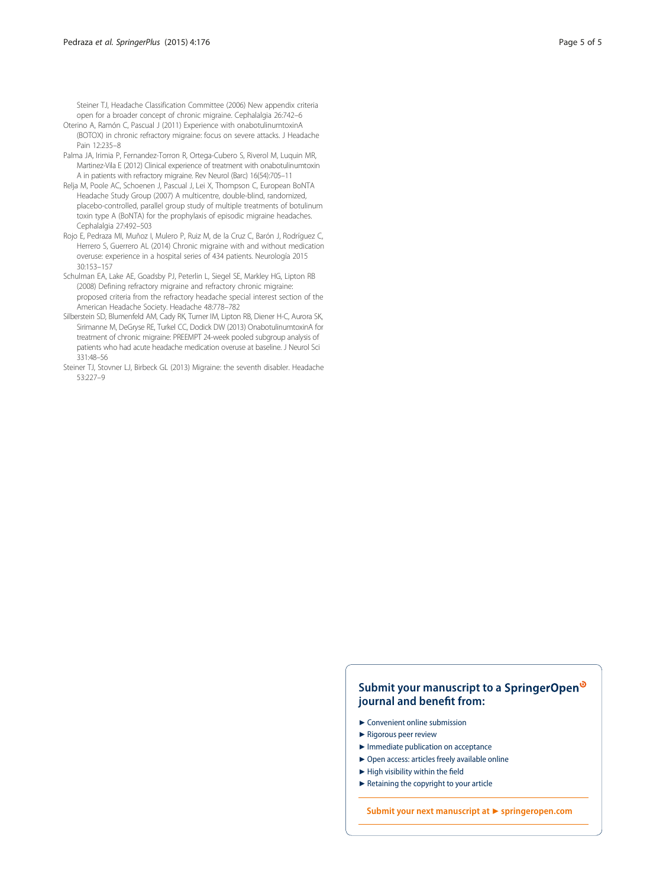Steiner TJ, Headache Classification Committee (2006) New appendix criteria open for a broader concept of chronic migraine. Cephalalgia 26:742–6

Oterino A, Ramón C, Pascual J (2011) Experience with onabotulinumtoxinA (BOTOX) in chronic refractory migraine: focus on severe attacks. J Headache Pain 12:235–8

Palma JA, Irimia P, Fernandez-Torron R, Ortega-Cubero S, Riverol M, Luquin MR, Martinez-Vila E (2012) Clinical experience of treatment with onabotulinumtoxin A in patients with refractory migraine. Rev Neurol (Barc) 16(54):705–11

Relja M, Poole AC, Schoenen J, Pascual J, Lei X, Thompson C, European BoNTA Headache Study Group (2007) A multicentre, double-blind, randomized, placebo-controlled, parallel group study of multiple treatments of botulinum toxin type A (BoNTA) for the prophylaxis of episodic migraine headaches. Cephalalgia 27:492–503

Rojo E, Pedraza MI, Muñoz I, Mulero P, Ruiz M, de la Cruz C, Barón J, Rodríguez C, Herrero S, Guerrero AL (2014) Chronic migraine with and without medication overuse: experience in a hospital series of 434 patients. Neurología 2015 30:153–157

Schulman EA, Lake AE, Goadsby PJ, Peterlin L, Siegel SE, Markley HG, Lipton RB (2008) Defining refractory migraine and refractory chronic migraine: proposed criteria from the refractory headache special interest section of the American Headache Society. Headache 48:778–782

Silberstein SD, Blumenfeld AM, Cady RK, Turner IM, Lipton RB, Diener H-C, Aurora SK, Sirimanne M, DeGryse RE, Turkel CC, Dodick DW (2013) OnabotulinumtoxinA for treatment of chronic migraine: PREEMPT 24-week pooled subgroup analysis of patients who had acute headache medication overuse at baseline. J Neurol Sci 331:48–56

Steiner TJ, Stovner LJ, Birbeck GL (2013) Migraine: the seventh disabler. Headache 53:227–9

**Submit your manuscript to a SpringerOpen journal and benefit from:**

- ► Convenient online submission
- ► Rigorous peer review
- ► Immediate publication on acceptance
- ► Open access: articles freely available online
- ► High visibility within the field
- ► Retaining the copyright to your article

**Submit your next manuscript at ► springeropen.com**